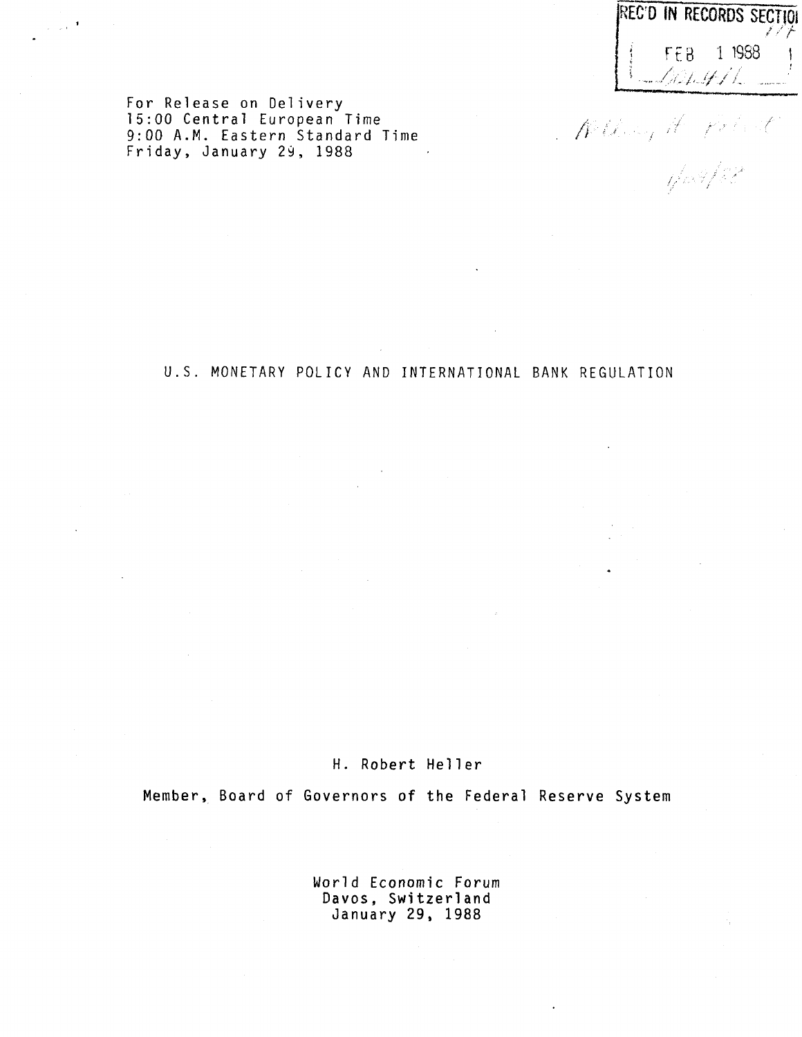REC'D IN RECORDS SECTION

FEB 1 1988

For Release on Delivery
15:00 Central European Time
9:00 A.M. Eastern Standard Time
Friday, January 29, 1988

# U.S. MONETARY POLICY AND INTERNATIONAL BANK REGULATION

H. Robert Heller

Member, Board of Governors of the Federal Reserve System

World Economic Forum
Davos, Switzerland
January 29, 1988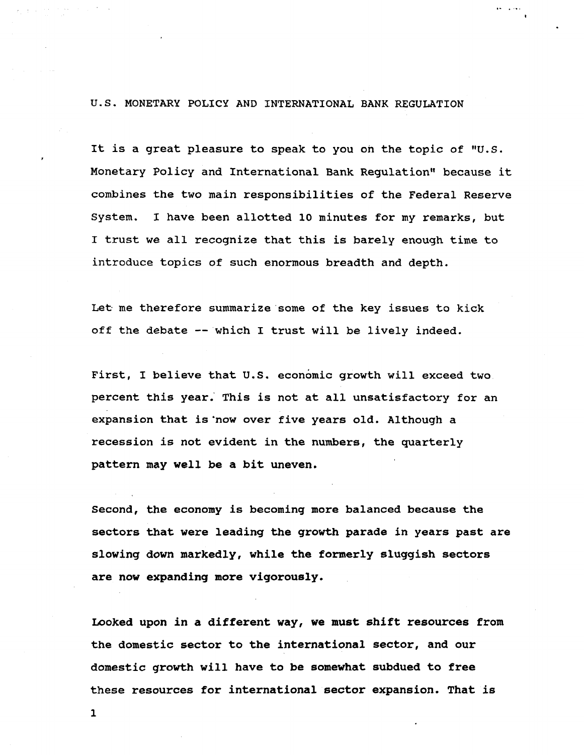U.S. MONETARY POLICY AND INTERNATIONAL BANK REGULATION

It is a great pleasure to speak to you on the topic of "U.S. Monetary Policy and International Bank Regulation" because it combines the two main responsibilities of the Federal Reserve System. I have been allotted 10 minutes for my remarks, but I trust we all recognize that this is barely enough time to introduce topics of such enormous breadth and depth.

Let me therefore summarize some of the key issues to kick off the debate -- which I trust will be lively indeed.

First, I believe that U.S. economic growth will exceed two percent this year. This is not at all unsatisfactory for an expansion that is now over five years old. Although a recession is not evident in the numbers, the quarterly pattern may well be a bit uneven.

Second, the economy is becoming more balanced because the sectors that were leading the growth parade in years past are slowing down markedly, while the formerly sluggish sectors are now expanding more vigorously.

Looked upon in a different way, we must shift resources from the domestic sector to the international sector, and our domestic growth will have to be somewhat subdued to free these resources for international sector expansion. That is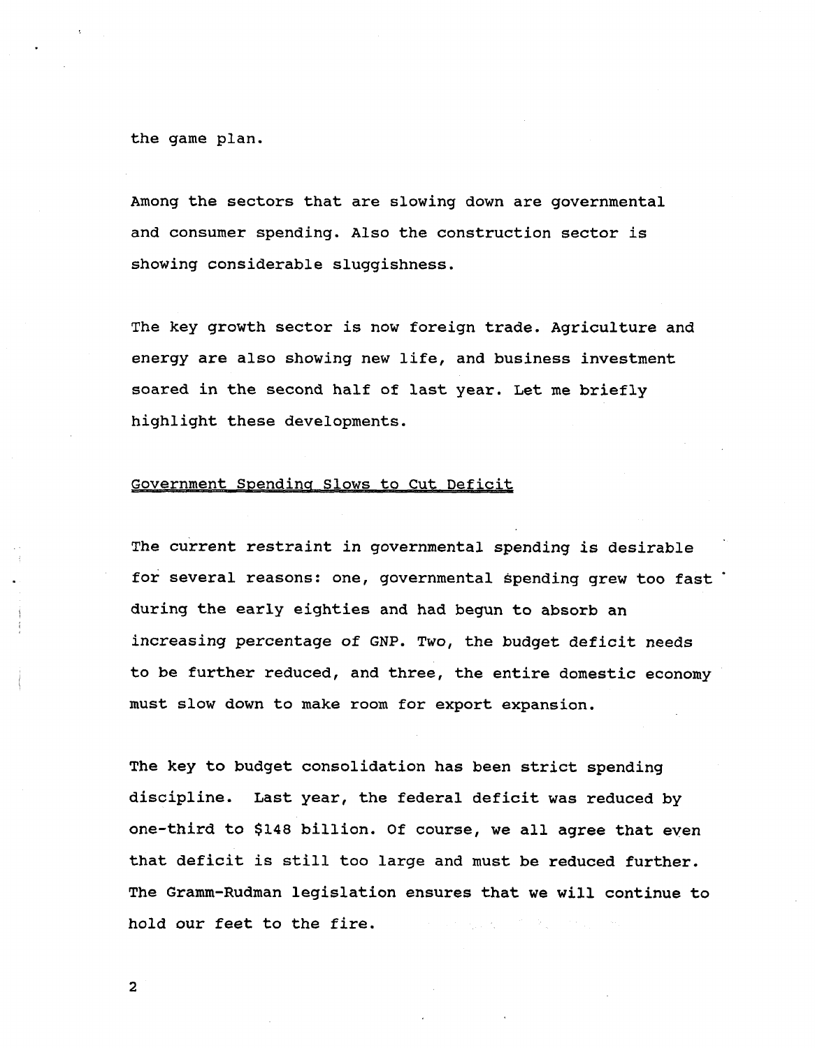the game plan.

Among the sectors that are slowing down are governmental and consumer spending. Also the construction sector is showing considerable sluggishness.

The key growth sector is now foreign trade. Agriculture and energy are also showing new life, and business investment soared in the second half of last year. Let me briefly highlight these developments.

## Government Spending Slows to Cut Deficit

The current restraint in governmental spending is desirable for several reasons: one, governmental spending grew too fast during the early eighties and had begun to absorb an increasing percentage of GNP. Two, the budget deficit needs to be further reduced, and three, the entire domestic economy must slow down to make room for export expansion.

The key to budget consolidation has been strict spending discipline. Last year, the federal deficit was reduced by one-third to $148 billion. Of course, we all agree that even that deficit is still too large and must be reduced further. The Gramm-Rudman legislation ensures that we will continue to hold our feet to the fire.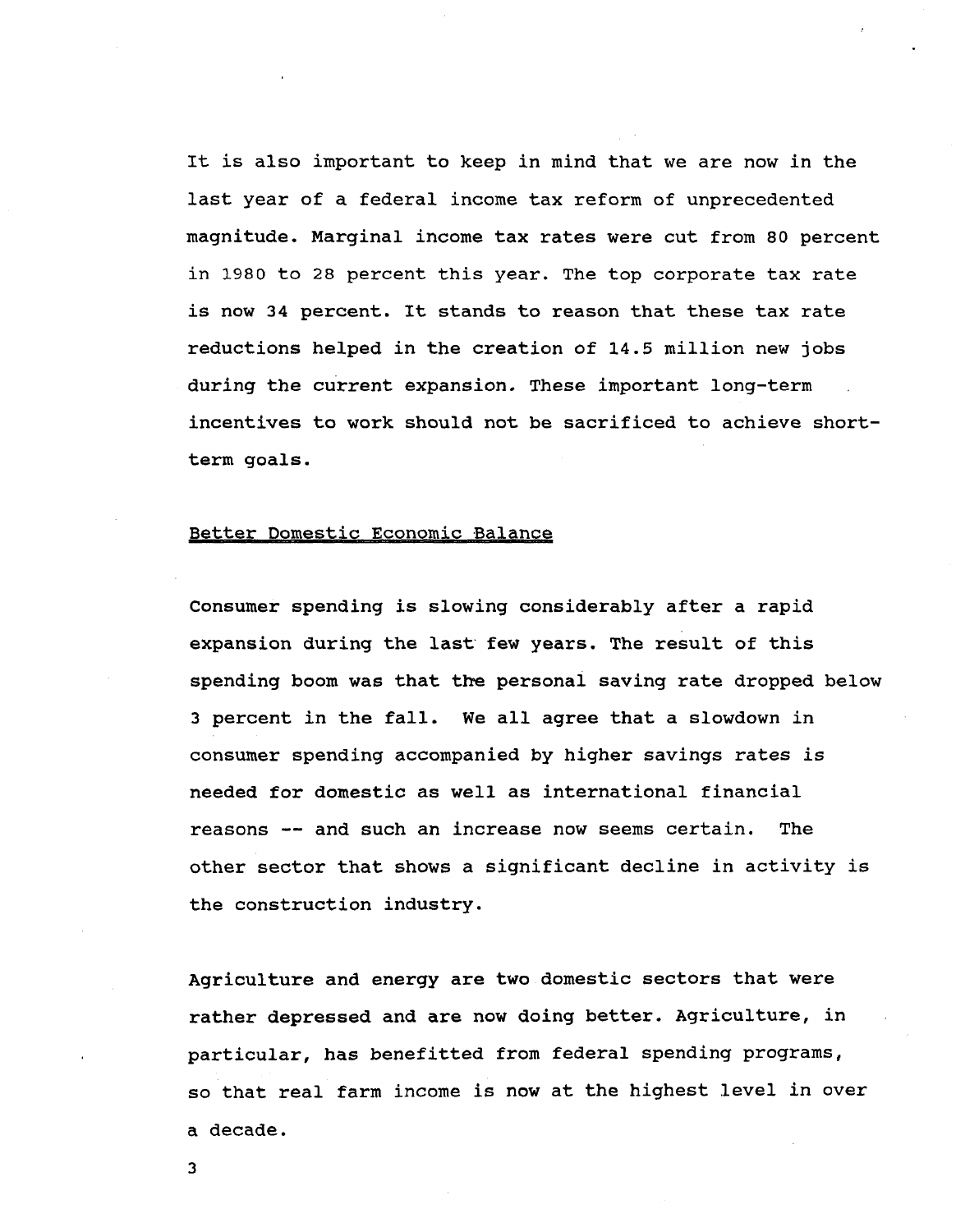It is also important to keep in mind that we are now in the last year of a federal income tax reform of unprecedented magnitude. Marginal income tax rates were cut from 80 percent in 1980 to 28 percent this year. The top corporate tax rate is now 34 percent. It stands to reason that these tax rate reductions helped in the creation of 14.5 million new jobs during the current expansion. These important long-term incentives to work should not be sacrificed to achieve short-term goals.

<u>Better Domestic Economic Balance</u>

Consumer spending is slowing considerably after a rapid expansion during the last few years. The result of this spending boom was that the personal saving rate dropped below 3 percent in the fall. We all agree that a slowdown in consumer spending accompanied by higher savings rates is needed for domestic as well as international financial reasons -- and such an increase now seems certain. The other sector that shows a significant decline in activity is the construction industry.

Agriculture and energy are two domestic sectors that were rather depressed and are now doing better. Agriculture, in particular, has benefitted from federal spending programs, so that real farm income is now at the highest level in over a decade.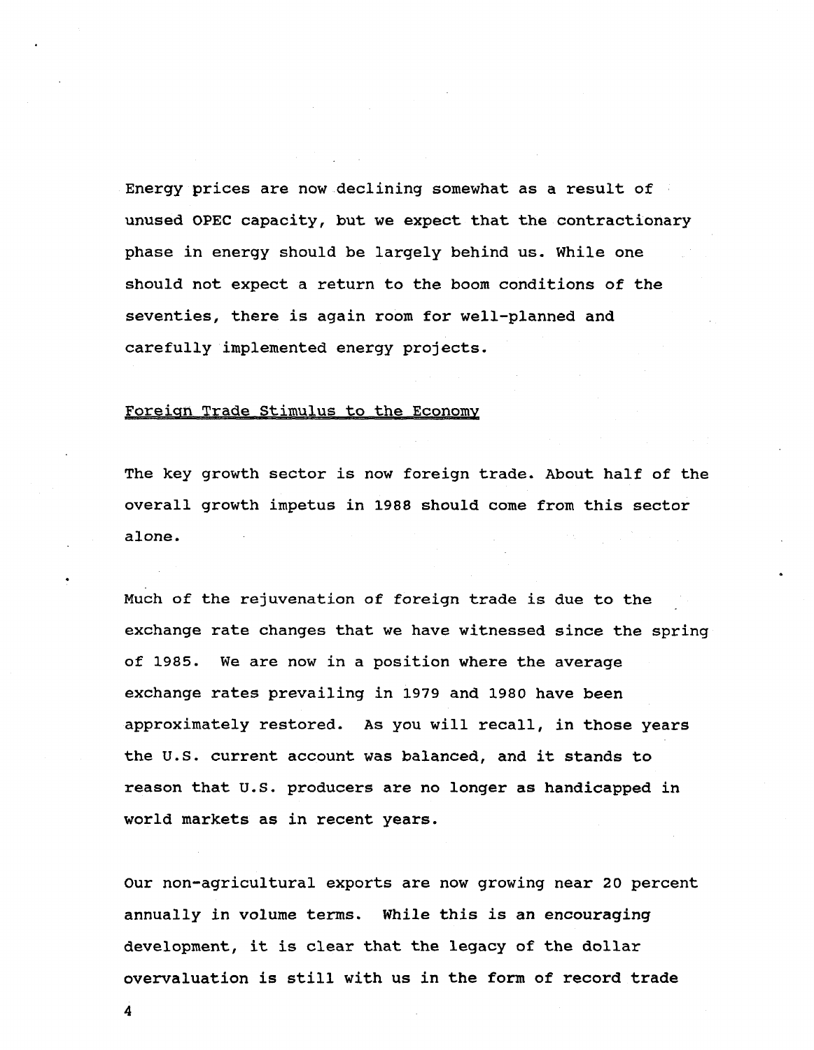Energy prices are now declining somewhat as a result of unused OPEC capacity, but we expect that the contractionary phase in energy should be largely behind us. While one should not expect a return to the boom conditions of the seventies, there is again room for well-planned and carefully implemented energy projects.

## Foreign Trade Stimulus to the Economy

The key growth sector is now foreign trade. About half of the overall growth impetus in 1988 should come from this sector alone.

Much of the rejuvenation of foreign trade is due to the exchange rate changes that we have witnessed since the spring of 1985. We are now in a position where the average exchange rates prevailing in 1979 and 1980 have been approximately restored. As you will recall, in those years the U.S. current account was balanced, and it stands to reason that U.S. producers are no longer as handicapped in world markets as in recent years.

Our non-agricultural exports are now growing near 20 percent annually in volume terms. While this is an encouraging development, it is clear that the legacy of the dollar overvaluation is still with us in the form of record trade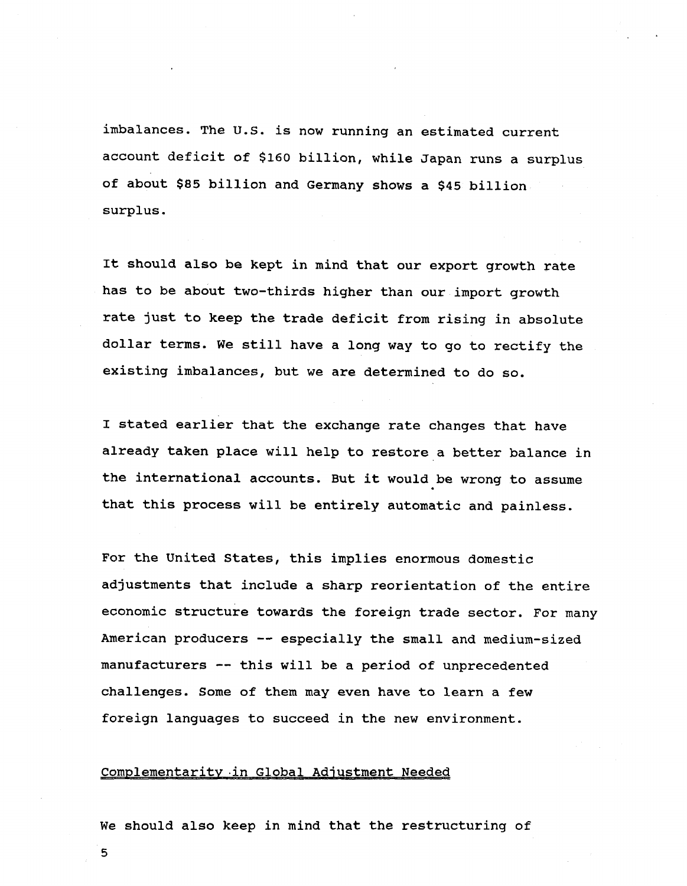imbalances. The U.S. is now running an estimated current account deficit of $160 billion, while Japan runs a surplus of about $85 billion and Germany shows a $45 billion surplus.

It should also be kept in mind that our export growth rate has to be about two-thirds higher than our import growth rate just to keep the trade deficit from rising in absolute dollar terms. We still have a long way to go to rectify the existing imbalances, but we are determined to do so.

I stated earlier that the exchange rate changes that have already taken place will help to restore a better balance in the international accounts. But it would be wrong to assume that this process will be entirely automatic and painless.

For the United States, this implies enormous domestic adjustments that include a sharp reorientation of the entire economic structure towards the foreign trade sector. For many American producers -- especially the small and medium-sized manufacturers -- this will be a period of unprecedented challenges. Some of them may even have to learn a few foreign languages to succeed in the new environment.

## Complementarity in Global Adjustment Needed

We should also keep in mind that the restructuring of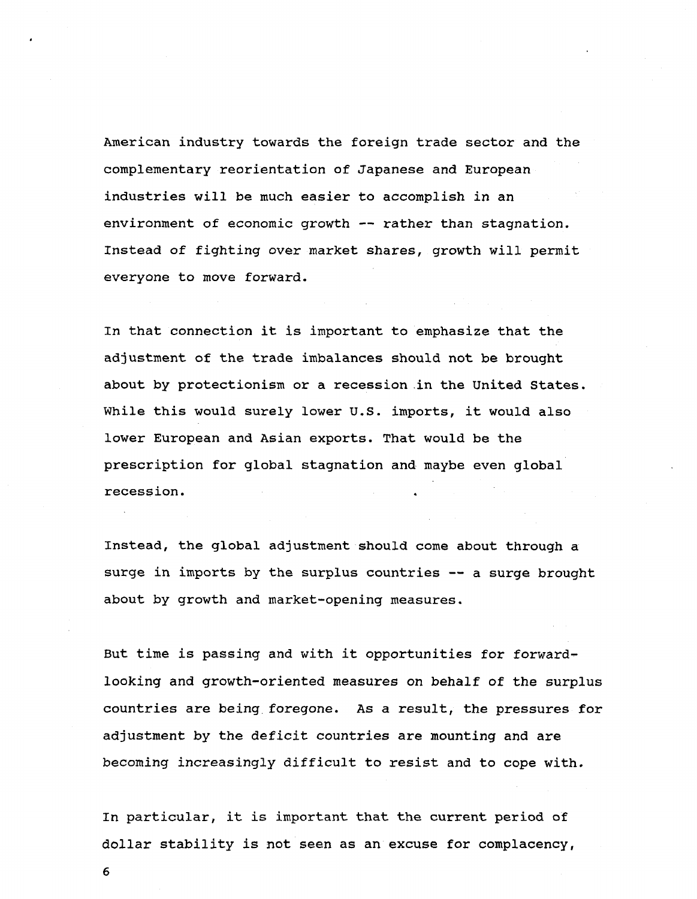American industry towards the foreign trade sector and the complementary reorientation of Japanese and European industries will be much easier to accomplish in an environment of economic growth -- rather than stagnation. Instead of fighting over market shares, growth will permit everyone to move forward.

In that connection it is important to emphasize that the adjustment of the trade imbalances should not be brought about by protectionism or a recession in the United States. While this would surely lower U.S. imports, it would also lower European and Asian exports. That would be the prescription for global stagnation and maybe even global recession.

Instead, the global adjustment should come about through a surge in imports by the surplus countries -- a surge brought about by growth and market-opening measures.

But time is passing and with it opportunities for forward-looking and growth-oriented measures on behalf of the surplus countries are being foregone. As a result, the pressures for adjustment by the deficit countries are mounting and are becoming increasingly difficult to resist and to cope with.

In particular, it is important that the current period of dollar stability is not seen as an excuse for complacency,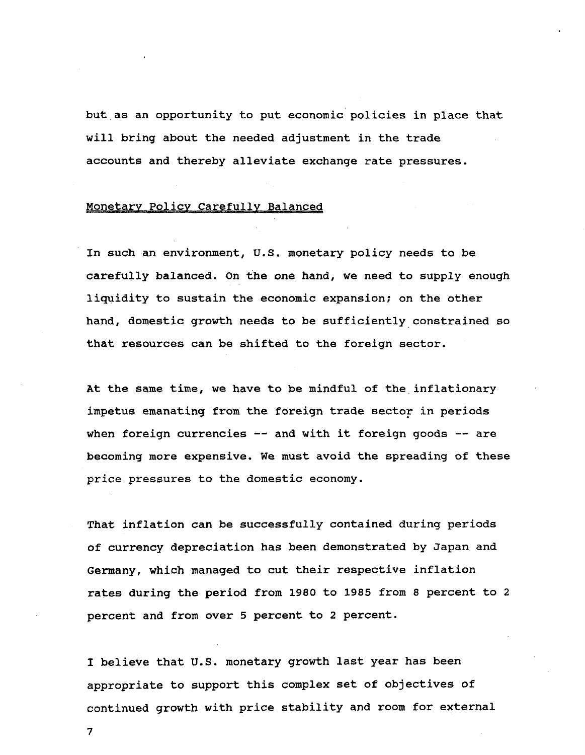but as an opportunity to put economic policies in place that will bring about the needed adjustment in the trade accounts and thereby alleviate exchange rate pressures.

## Monetary Policy Carefully Balanced

In such an environment, U.S. monetary policy needs to be carefully balanced. On the one hand, we need to supply enough liquidity to sustain the economic expansion; on the other hand, domestic growth needs to be sufficiently constrained so that resources can be shifted to the foreign sector.

At the same time, we have to be mindful of the inflationary impetus emanating from the foreign trade sector in periods when foreign currencies -- and with it foreign goods -- are becoming more expensive. We must avoid the spreading of these price pressures to the domestic economy.

That inflation can be successfully contained during periods of currency depreciation has been demonstrated by Japan and Germany, which managed to cut their respective inflation rates during the period from 1980 to 1985 from 8 percent to 2 percent and from over 5 percent to 2 percent.

I believe that U.S. monetary growth last year has been appropriate to support this complex set of objectives of continued growth with price stability and room for external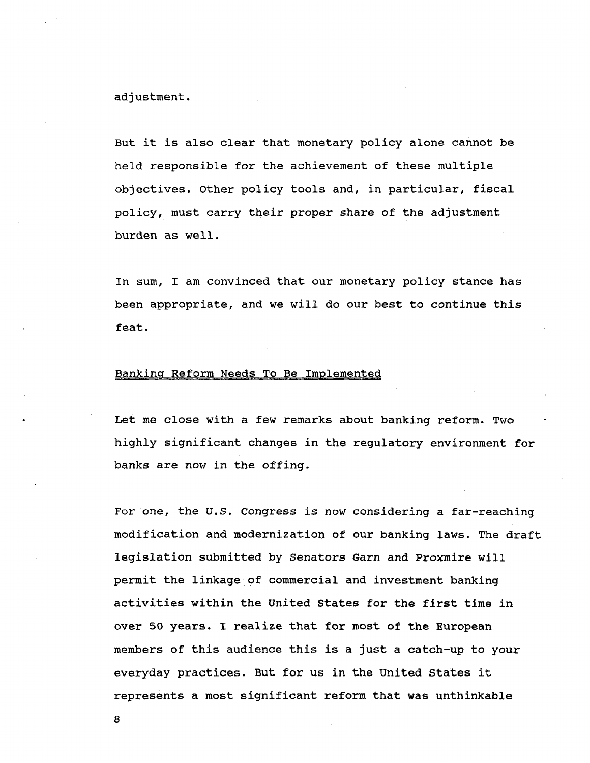adjustment.

But it is also clear that monetary policy alone cannot be held responsible for the achievement of these multiple objectives. Other policy tools and, in particular, fiscal policy, must carry their proper share of the adjustment burden as well.

In sum, I am convinced that our monetary policy stance has been appropriate, and we will do our best to continue this feat.

## Banking Reform Needs To Be Implemented

Let me close with a few remarks about banking reform. Two highly significant changes in the regulatory environment for banks are now in the offing.

For one, the U.S. Congress is now considering a far-reaching modification and modernization of our banking laws. The draft legislation submitted by Senators Garn and Proxmire will permit the linkage of commercial and investment banking activities within the United States for the first time in over 50 years. I realize that for most of the European members of this audience this is a just a catch-up to your everyday practices. But for us in the United States it represents a most significant reform that was unthinkable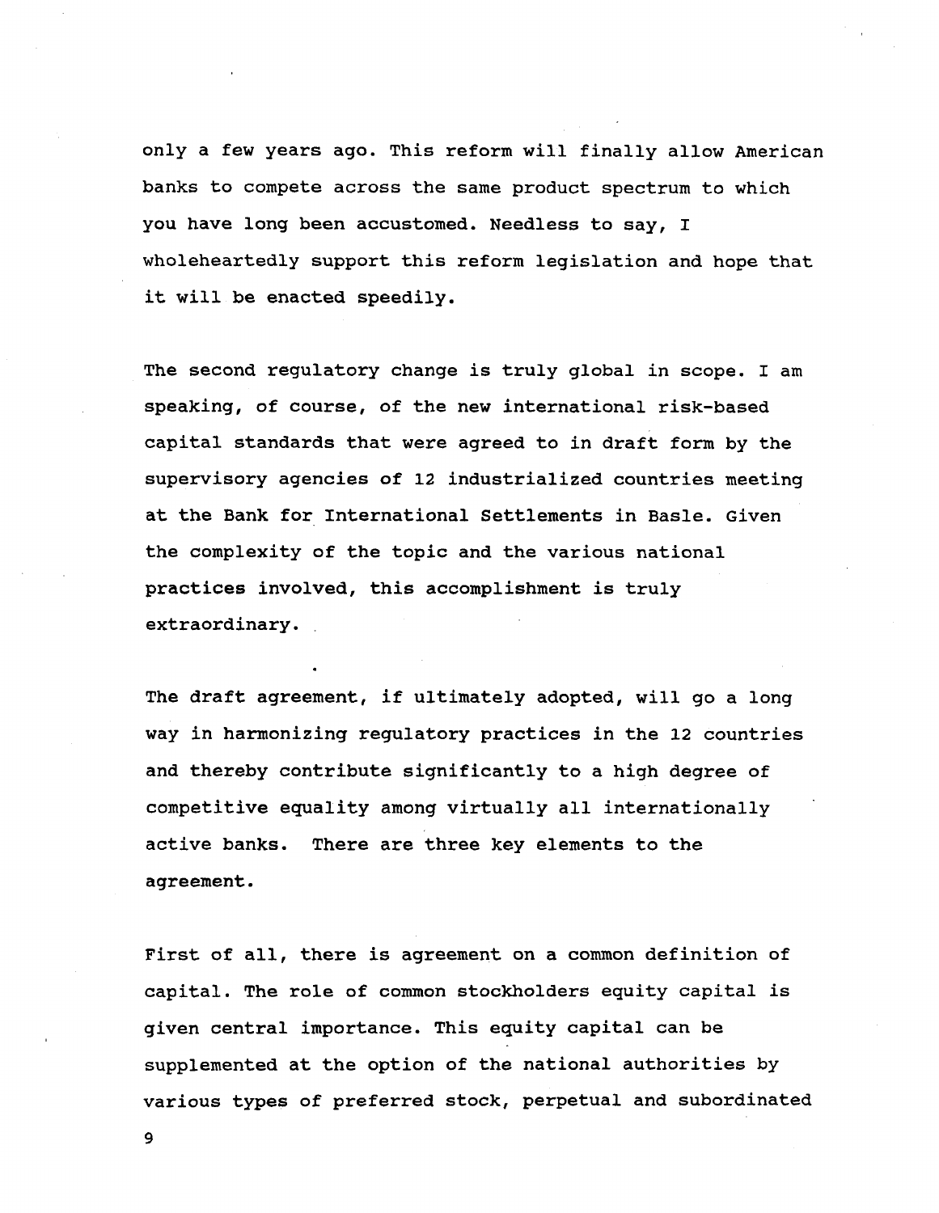only a few years ago. This reform will finally allow American banks to compete across the same product spectrum to which you have long been accustomed. Needless to say, I wholeheartedly support this reform legislation and hope that it will be enacted speedily.

The second regulatory change is truly global in scope. I am speaking, of course, of the new international risk-based capital standards that were agreed to in draft form by the supervisory agencies of 12 industrialized countries meeting at the Bank for International Settlements in Basle. Given the complexity of the topic and the various national practices involved, this accomplishment is truly extraordinary.

The draft agreement, if ultimately adopted, will go a long way in harmonizing regulatory practices in the 12 countries and thereby contribute significantly to a high degree of competitive equality among virtually all internationally active banks. There are three key elements to the agreement.

First of all, there is agreement on a common definition of capital. The role of common stockholders equity capital is given central importance. This equity capital can be supplemented at the option of the national authorities by various types of preferred stock, perpetual and subordinated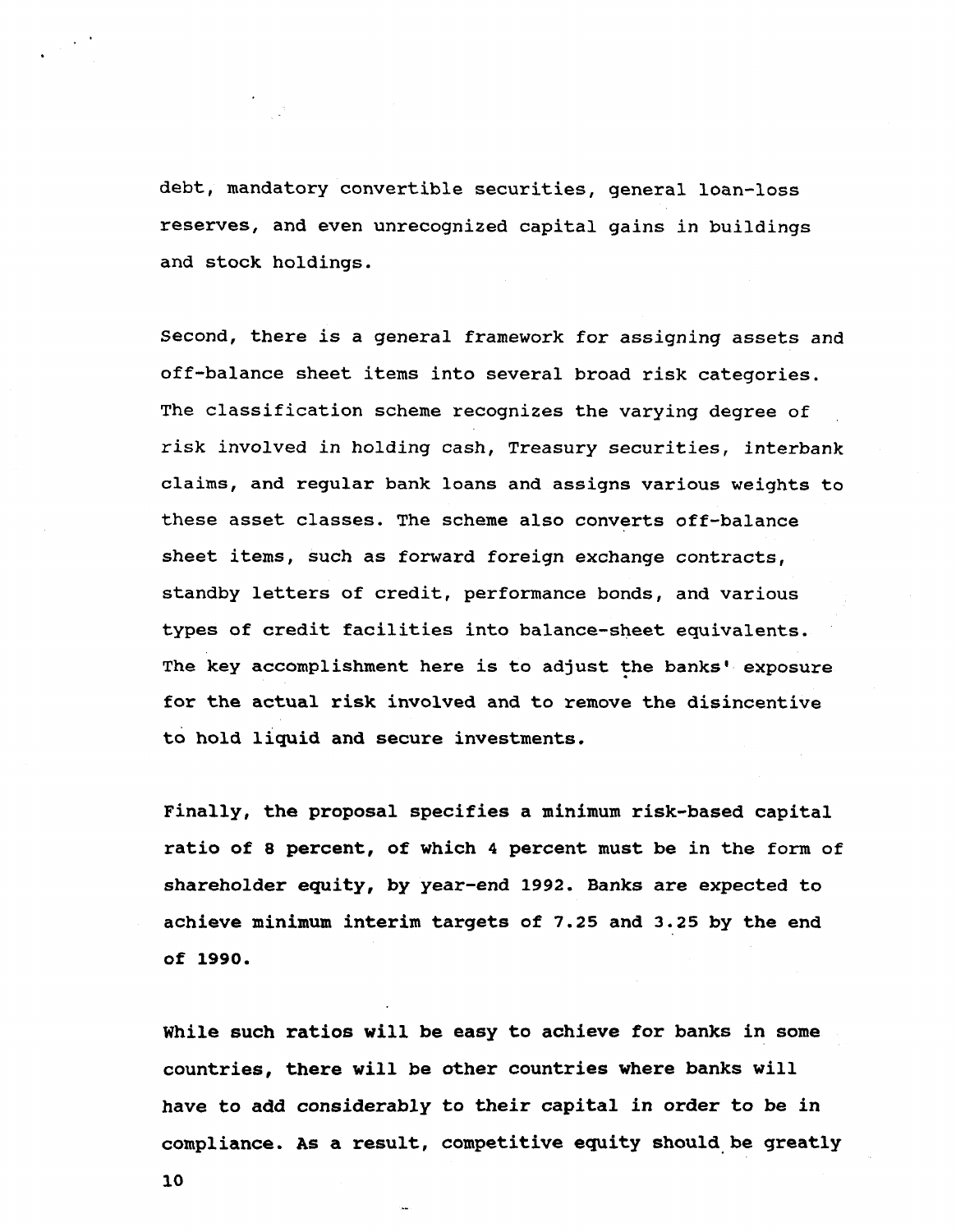debt, mandatory convertible securities, general loan-loss reserves, and even unrecognized capital gains in buildings and stock holdings.

Second, there is a general framework for assigning assets and off-balance sheet items into several broad risk categories. The classification scheme recognizes the varying degree of risk involved in holding cash, Treasury securities, interbank claims, and regular bank loans and assigns various weights to these asset classes. The scheme also converts off-balance sheet items, such as forward foreign exchange contracts, standby letters of credit, performance bonds, and various types of credit facilities into balance-sheet equivalents. The key accomplishment here is to adjust the banks' exposure for the actual risk involved and to remove the disincentive to hold liquid and secure investments.

Finally, the proposal specifies a minimum risk-based capital ratio of 8 percent, of which 4 percent must be in the form of shareholder equity, by year-end 1992. Banks are expected to achieve minimum interim targets of 7.25 and 3.25 by the end of 1990.

While such ratios will be easy to achieve for banks in some countries, there will be other countries where banks will have to add considerably to their capital in order to be in compliance. As a result, competitive equity should be greatly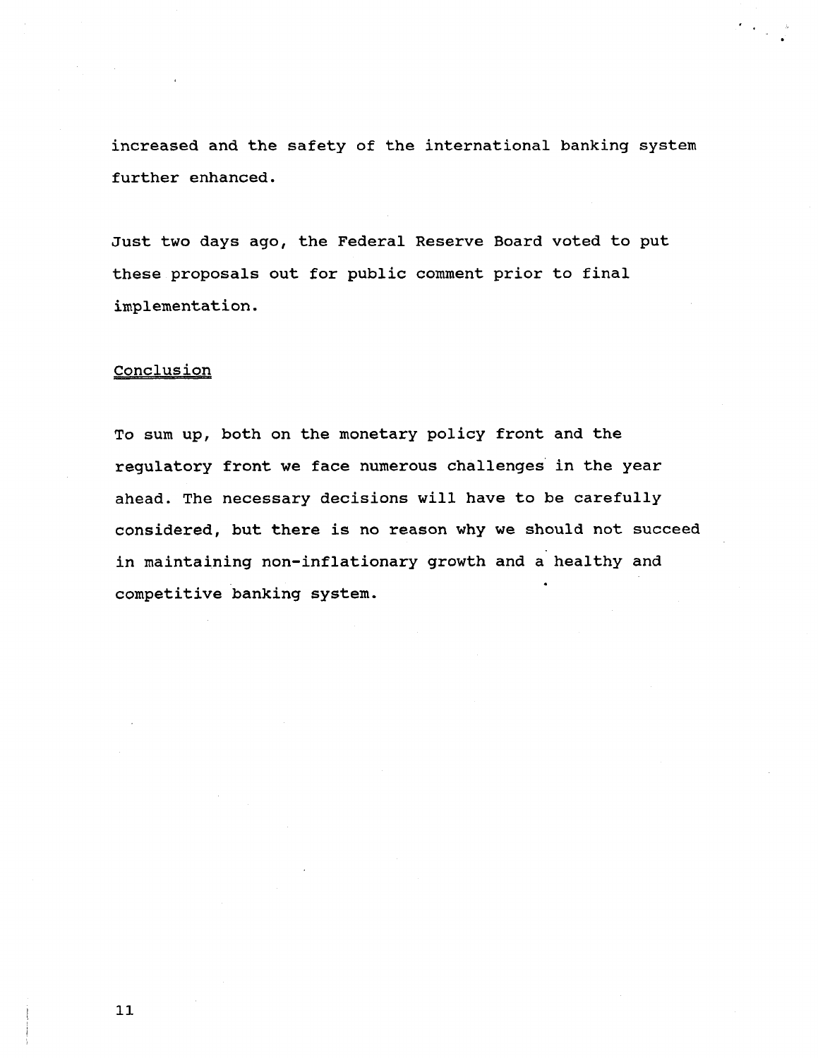increased and the safety of the international banking system further enhanced.

Just two days ago, the Federal Reserve Board voted to put these proposals out for public comment prior to final implementation.

## Conclusion

To sum up, both on the monetary policy front and the regulatory front we face numerous challenges in the year ahead. The necessary decisions will have to be carefully considered, but there is no reason why we should not succeed in maintaining non-inflationary growth and a healthy and competitive banking system.